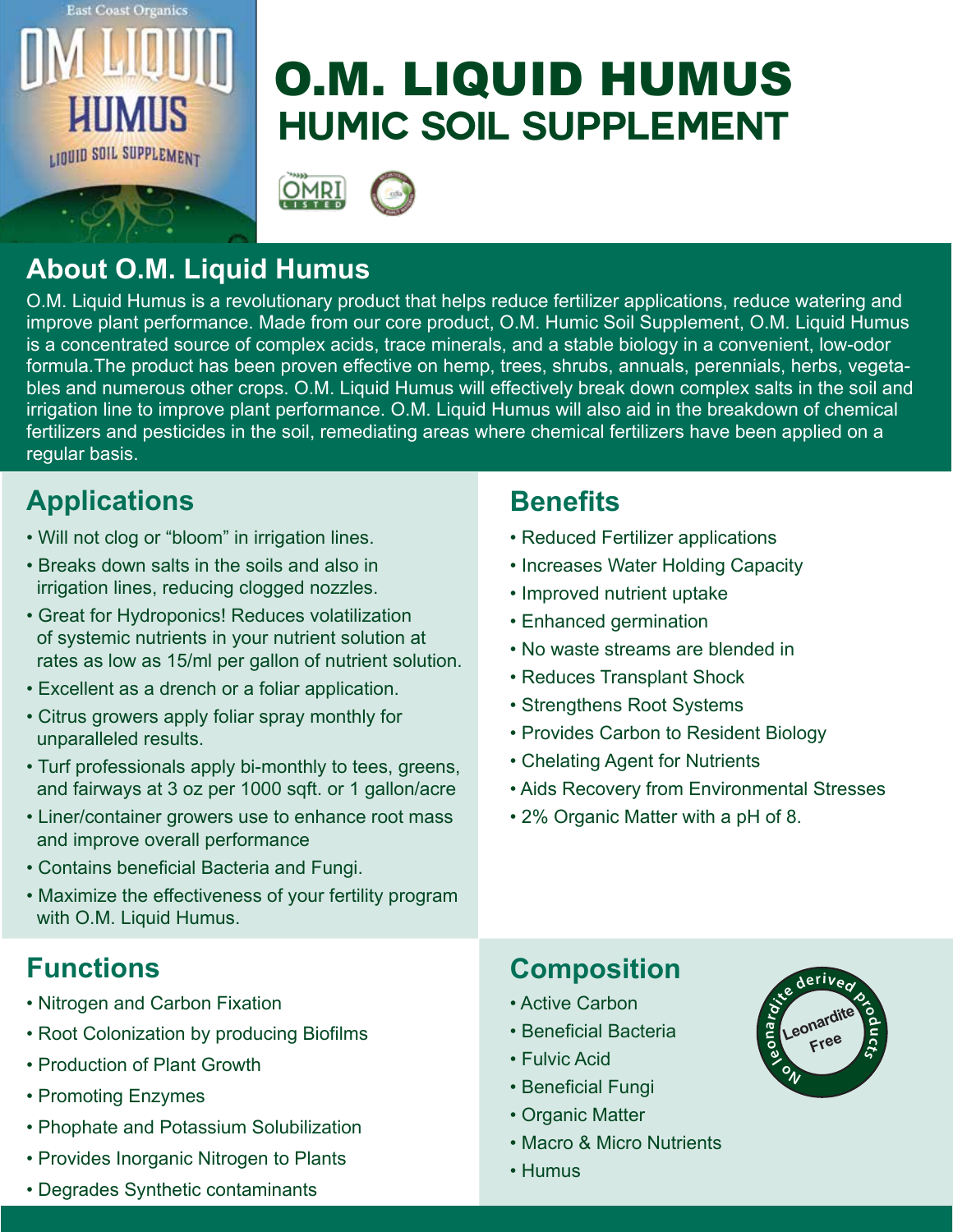# O.M. LIQUID HUMUS
## HUMIC SOIL SUPPLEMENT

## About O.M. Liquid Humus

O.M. Liquid Humus is a revolutionary product that helps reduce fertilizer applications, reduce watering and improve plant performance. Made from our core product, O.M. Humic Soil Supplement, O.M. Liquid Humus is a concentrated source of complex acids, trace minerals, and a stable biology in a convenient, low-odor formula.The product has been proven effective on hemp, trees, shrubs, annuals, perennials, herbs, vegetables and numerous other crops. O.M. Liquid Humus will effectively break down complex salts in the soil and irrigation line to improve plant performance. O.M. Liquid Humus will also aid in the breakdown of chemical fertilizers and pesticides in the soil, remediating areas where chemical fertilizers have been applied on a regular basis.

## Applications

- Will not clog or "bloom" in irrigation lines.
- Breaks down salts in the soils and also in irrigation lines, reducing clogged nozzles.
- Great for Hydroponics! Reduces volatilization of systemic nutrients in your nutrient solution at rates as low as 15/ml per gallon of nutrient solution.
- Excellent as a drench or a foliar application.
- Citrus growers apply foliar spray monthly for unparalleled results.
- Turf professionals apply bi-monthly to tees, greens, and fairways at 3 oz per 1000 sqft. or 1 gallon/acre
- Liner/container growers use to enhance root mass and improve overall performance
- Contains beneficial Bacteria and Fungi.
- Maximize the effectiveness of your fertility program with O.M. Liquid Humus.

## Benefits

- Reduced Fertilizer applications
- Increases Water Holding Capacity
- Improved nutrient uptake
- Enhanced germination
- No waste streams are blended in
- Reduces Transplant Shock
- Strengthens Root Systems
- Provides Carbon to Resident Biology
- Chelating Agent for Nutrients
- Aids Recovery from Environmental Stresses
- 2% Organic Matter with a pH of 8.

## Functions

- Nitrogen and Carbon Fixation
- Root Colonization by producing Biofilms
- Production of Plant Growth
- Promoting Enzymes
- Phophate and Potassium Solubilization
- Provides Inorganic Nitrogen to Plants
- Degrades Synthetic contaminants

## Composition

- Active Carbon
- Beneficial Bacteria
- Fulvic Acid
- Beneficial Fungi
- Organic Matter
- Macro & Micro Nutrients
- Humus

No leonardite derived products — Leonardite Free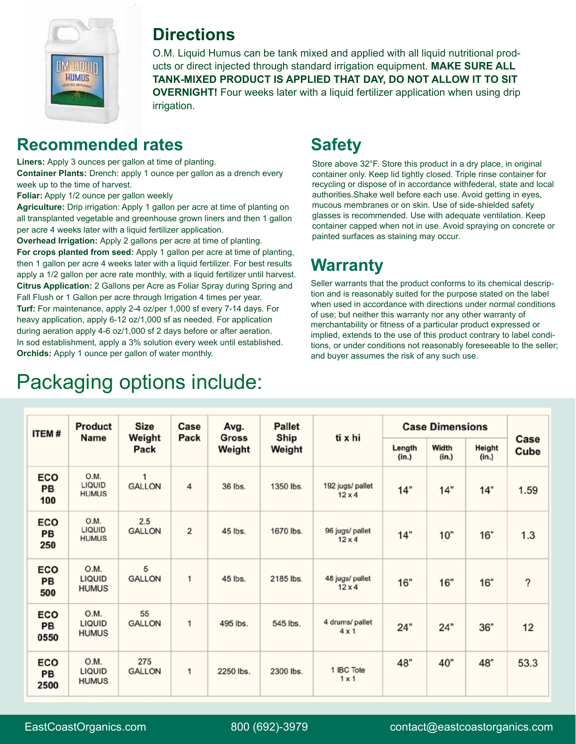## Directions

O.M. Liquid Humus can be tank mixed and applied with all liquid nutritional products or direct injected through standard irrigation equipment. **MAKE SURE ALL TANK-MIXED PRODUCT IS APPLIED THAT DAY, DO NOT ALLOW IT TO SIT OVERNIGHT!** Four weeks later with a liquid fertilizer application when using drip irrigation.

## Recommended rates

**Liners:** Apply 3 ounces per gallon at time of planting.
**Container Plants:** Drench: apply 1 ounce per gallon as a drench every week up to the time of harvest.
**Foliar:** Apply 1/2 ounce per gallon weekly
**Agriculture:** Drip irrigation: Apply 1 gallon per acre at time of planting on all transplanted vegetable and greenhouse grown liners and then 1 gallon per acre 4 weeks later with a liquid fertilizer application.
**Overhead Irrigation:** Apply 2 gallons per acre at time of planting.
**For crops planted from seed:** Apply 1 gallon per acre at time of planting, then 1 gallon per acre 4 weeks later with a liquid fertilizer. For best results apply a 1/2 gallon per acre rate monthly, with a liquid fertilizer until harvest.
**Citrus Application:** 2 Gallons per Acre as Foliar Spray during Spring and Fall Flush or 1 Gallon per acre through Irrigation 4 times per year.
**Turf:** For maintenance, apply 2-4 oz/per 1,000 sf every 7-14 days. For heavy application, apply 6-12 oz/1,000 sf as needed. For application during aeration apply 4-6 oz/1,000 sf 2 days before or after aeration. In sod establishment, apply a 3% solution every week until established.
**Orchids:** Apply 1 ounce per gallon of water monthly.

## Safety

Store above 32°F. Store this product in a dry place, in original container only. Keep lid tightly closed. Triple rinse container for recycling or dispose of in accordance withfederal, state and local authorities.Shake well before each use. Avoid getting in eyes, mucous membranes or on skin. Use of side-shielded safety glasses is recommended. Use with adequate ventilation. Keep container capped when not in use. Avoid spraying on concrete or painted surfaces as staining may occur.

## Warranty

Seller warrants that the product conforms to its chemical description and is reasonably suited for the purpose stated on the label when used in accordance with directions under normal conditions of use; but neither this warranty nor any other warranty of merchantability or fitness of a particular product expressed or implied, extends to the use of this product contrary to label conditions, or under conditions not reasonably foreseeable to the seller; and buyer assumes the risk of any such use.

# Packaging options include:

| ITEM # | Product Name | Size Weight Pack | Case Pack | Avg. Gross Weight | Pallet Ship Weight | ti x hi | Case Dimensions | | | Case Cube |
|---|---|---|---|---|---|---|---|---|---|---|
| | | | | | | | Length (in.) | Width (in.) | Height (in.) | |
| ECO PB 100 | O.M. LIQUID HUMUS | 1 GALLON | 4 | 36 lbs. | 1350 lbs. | 192 jugs/ pallet 12 x 4 | 14" | 14" | 14" | 1.59 |
| ECO PB 250 | O.M. LIQUID HUMUS | 2.5 GALLON | 2 | 45 lbs. | 1670 lbs. | 96 jugs/ pallet 12 x 4 | 14" | 10" | 16" | 1.3 |
| ECO PB 500 | O.M. LIQUID HUMUS | 5 GALLON | 1 | 45 lbs. | 2185 lbs. | 48 jugs/ pallet 12 x 4 | 16" | 16" | 16" | ? |
| ECO PB 0550 | O.M. LIQUID HUMUS | 55 GALLON | 1 | 495 lbs. | 545 lbs. | 4 drums/ pallet 4 x 1 | 24" | 24" | 36" | 12 |
| ECO PB 2500 | O.M. LIQUID HUMUS | 275 GALLON | 1 | 2250 lbs. | 2300 lbs. | 1 IBC Tote 1 x 1 | 48" | 40" | 48" | 53.3 |

EastCoastOrganics.com 800 (692)-3979 contact@eastcoastorganics.com